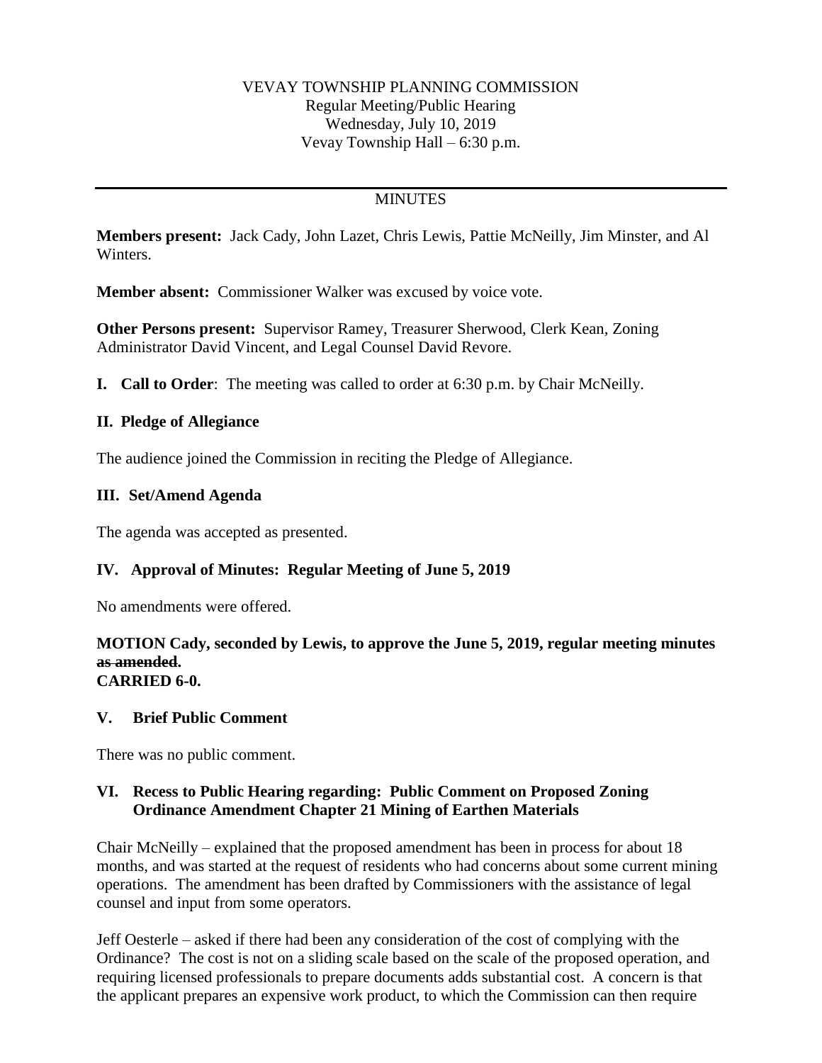VEVAY TOWNSHIP PLANNING COMMISSION
Regular Meeting/Public Hearing
Wednesday, July 10, 2019
Vevay Township Hall – 6:30 p.m.

---

MINUTES

**Members present:** Jack Cady, John Lazet, Chris Lewis, Pattie McNeilly, Jim Minster, and Al Winters.

**Member absent:** Commissioner Walker was excused by voice vote.

**Other Persons present:** Supervisor Ramey, Treasurer Sherwood, Clerk Kean, Zoning Administrator David Vincent, and Legal Counsel David Revore.

**I. Call to Order**: The meeting was called to order at 6:30 p.m. by Chair McNeilly.

**II. Pledge of Allegiance**

The audience joined the Commission in reciting the Pledge of Allegiance.

**III. Set/Amend Agenda**

The agenda was accepted as presented.

**IV. Approval of Minutes: Regular Meeting of June 5, 2019**

No amendments were offered.

**MOTION Cady, seconded by Lewis, to approve the June 5, 2019, regular meeting minutes ~~as amended~~.**
**CARRIED 6-0.**

**V. Brief Public Comment**

There was no public comment.

**VI. Recess to Public Hearing regarding: Public Comment on Proposed Zoning Ordinance Amendment Chapter 21 Mining of Earthen Materials**

Chair McNeilly – explained that the proposed amendment has been in process for about 18 months, and was started at the request of residents who had concerns about some current mining operations. The amendment has been drafted by Commissioners with the assistance of legal counsel and input from some operators.

Jeff Oesterle – asked if there had been any consideration of the cost of complying with the Ordinance? The cost is not on a sliding scale based on the scale of the proposed operation, and requiring licensed professionals to prepare documents adds substantial cost. A concern is that the applicant prepares an expensive work product, to which the Commission can then require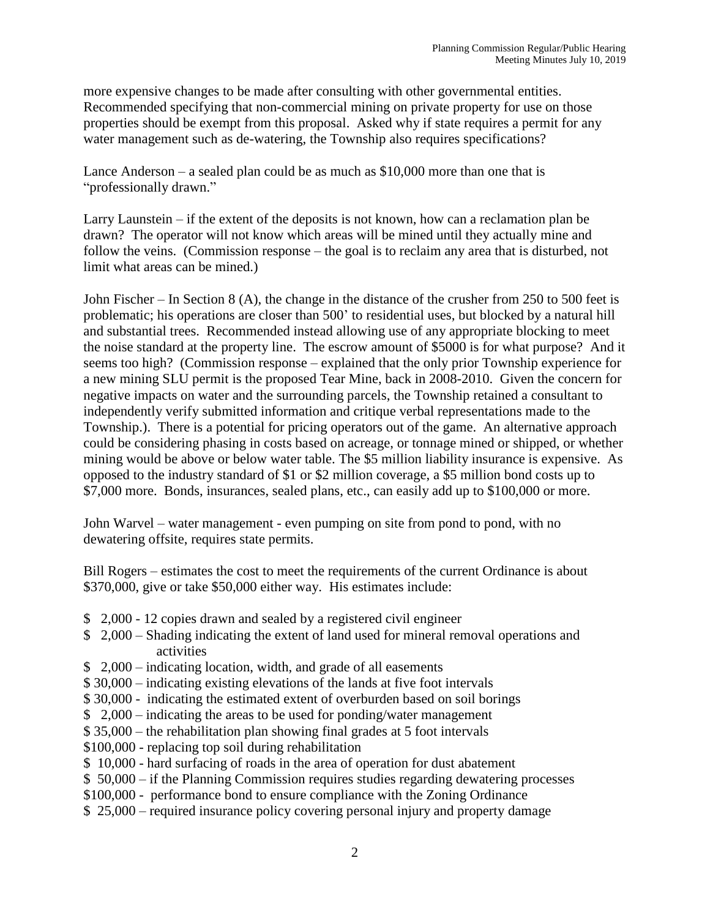more expensive changes to be made after consulting with other governmental entities. Recommended specifying that non-commercial mining on private property for use on those properties should be exempt from this proposal. Asked why if state requires a permit for any water management such as de-watering, the Township also requires specifications?

Lance Anderson – a sealed plan could be as much as $10,000 more than one that is "professionally drawn."

Larry Launstein – if the extent of the deposits is not known, how can a reclamation plan be drawn? The operator will not know which areas will be mined until they actually mine and follow the veins. (Commission response – the goal is to reclaim any area that is disturbed, not limit what areas can be mined.)

John Fischer – In Section 8 (A), the change in the distance of the crusher from 250 to 500 feet is problematic; his operations are closer than 500' to residential uses, but blocked by a natural hill and substantial trees. Recommended instead allowing use of any appropriate blocking to meet the noise standard at the property line. The escrow amount of $5000 is for what purpose? And it seems too high? (Commission response – explained that the only prior Township experience for a new mining SLU permit is the proposed Tear Mine, back in 2008-2010. Given the concern for negative impacts on water and the surrounding parcels, the Township retained a consultant to independently verify submitted information and critique verbal representations made to the Township.). There is a potential for pricing operators out of the game. An alternative approach could be considering phasing in costs based on acreage, or tonnage mined or shipped, or whether mining would be above or below water table. The $5 million liability insurance is expensive. As opposed to the industry standard of $1 or $2 million coverage, a $5 million bond costs up to $7,000 more. Bonds, insurances, sealed plans, etc., can easily add up to $100,000 or more.

John Warvel – water management - even pumping on site from pond to pond, with no dewatering offsite, requires state permits.

Bill Rogers – estimates the cost to meet the requirements of the current Ordinance is about $370,000, give or take $50,000 either way. His estimates include:

$ 2,000 - 12 copies drawn and sealed by a registered civil engineer
$ 2,000 – Shading indicating the extent of land used for mineral removal operations and activities
$ 2,000 – indicating location, width, and grade of all easements
$ 30,000 – indicating existing elevations of the lands at five foot intervals
$ 30,000 - indicating the estimated extent of overburden based on soil borings
$ 2,000 – indicating the areas to be used for ponding/water management
$ 35,000 – the rehabilitation plan showing final grades at 5 foot intervals
$100,000 - replacing top soil during rehabilitation
$ 10,000 - hard surfacing of roads in the area of operation for dust abatement
$ 50,000 – if the Planning Commission requires studies regarding dewatering processes
$100,000 - performance bond to ensure compliance with the Zoning Ordinance
$ 25,000 – required insurance policy covering personal injury and property damage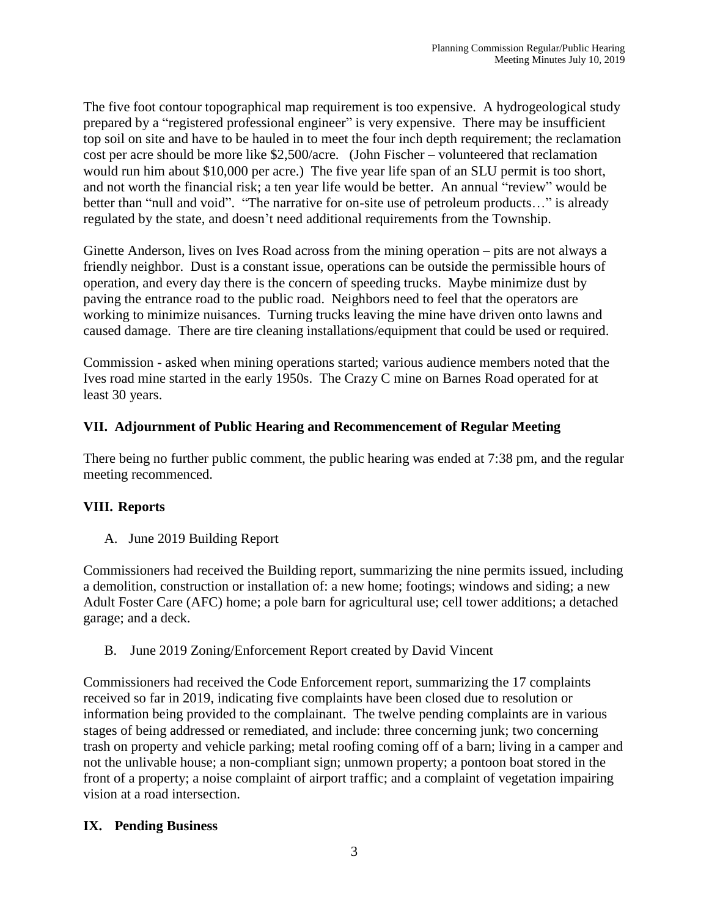The five foot contour topographical map requirement is too expensive. A hydrogeological study prepared by a "registered professional engineer" is very expensive. There may be insufficient top soil on site and have to be hauled in to meet the four inch depth requirement; the reclamation cost per acre should be more like $2,500/acre. (John Fischer – volunteered that reclamation would run him about $10,000 per acre.) The five year life span of an SLU permit is too short, and not worth the financial risk; a ten year life would be better. An annual "review" would be better than "null and void". "The narrative for on-site use of petroleum products…" is already regulated by the state, and doesn't need additional requirements from the Township.

Ginette Anderson, lives on Ives Road across from the mining operation – pits are not always a friendly neighbor. Dust is a constant issue, operations can be outside the permissible hours of operation, and every day there is the concern of speeding trucks. Maybe minimize dust by paving the entrance road to the public road. Neighbors need to feel that the operators are working to minimize nuisances. Turning trucks leaving the mine have driven onto lawns and caused damage. There are tire cleaning installations/equipment that could be used or required.

Commission - asked when mining operations started; various audience members noted that the Ives road mine started in the early 1950s. The Crazy C mine on Barnes Road operated for at least 30 years.

## VII. Adjournment of Public Hearing and Recommencement of Regular Meeting

There being no further public comment, the public hearing was ended at 7:38 pm, and the regular meeting recommenced.

## VIII. Reports

A. June 2019 Building Report

Commissioners had received the Building report, summarizing the nine permits issued, including a demolition, construction or installation of: a new home; footings; windows and siding; a new Adult Foster Care (AFC) home; a pole barn for agricultural use; cell tower additions; a detached garage; and a deck.

B. June 2019 Zoning/Enforcement Report created by David Vincent

Commissioners had received the Code Enforcement report, summarizing the 17 complaints received so far in 2019, indicating five complaints have been closed due to resolution or information being provided to the complainant. The twelve pending complaints are in various stages of being addressed or remediated, and include: three concerning junk; two concerning trash on property and vehicle parking; metal roofing coming off of a barn; living in a camper and not the unlivable house; a non-compliant sign; unmown property; a pontoon boat stored in the front of a property; a noise complaint of airport traffic; and a complaint of vegetation impairing vision at a road intersection.

## IX. Pending Business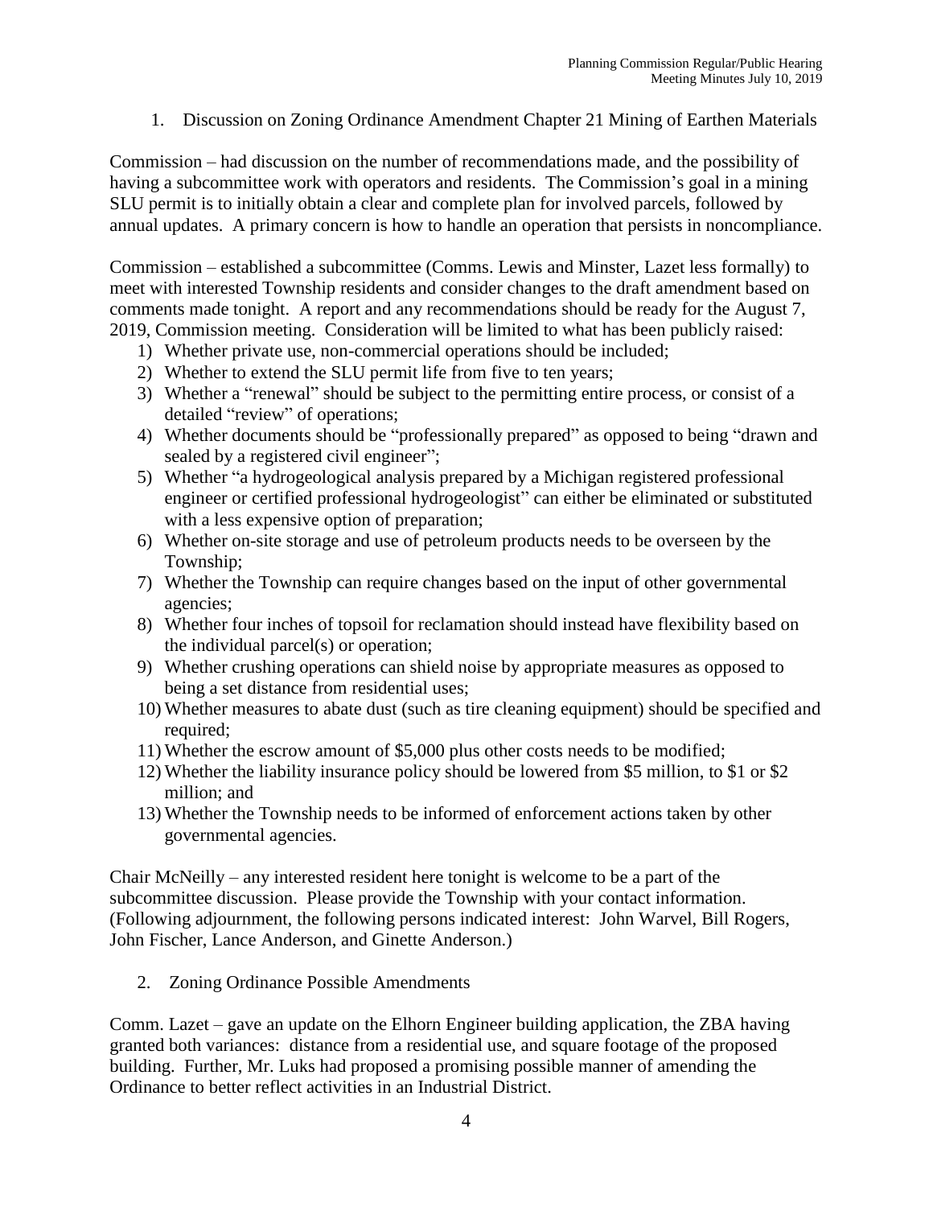1. Discussion on Zoning Ordinance Amendment Chapter 21 Mining of Earthen Materials

Commission – had discussion on the number of recommendations made, and the possibility of having a subcommittee work with operators and residents. The Commission's goal in a mining SLU permit is to initially obtain a clear and complete plan for involved parcels, followed by annual updates. A primary concern is how to handle an operation that persists in noncompliance.

Commission – established a subcommittee (Comms. Lewis and Minster, Lazet less formally) to meet with interested Township residents and consider changes to the draft amendment based on comments made tonight. A report and any recommendations should be ready for the August 7, 2019, Commission meeting. Consideration will be limited to what has been publicly raised:

1) Whether private use, non-commercial operations should be included;
2) Whether to extend the SLU permit life from five to ten years;
3) Whether a "renewal" should be subject to the permitting entire process, or consist of a detailed "review" of operations;
4) Whether documents should be "professionally prepared" as opposed to being "drawn and sealed by a registered civil engineer";
5) Whether "a hydrogeological analysis prepared by a Michigan registered professional engineer or certified professional hydrogeologist" can either be eliminated or substituted with a less expensive option of preparation;
6) Whether on-site storage and use of petroleum products needs to be overseen by the Township;
7) Whether the Township can require changes based on the input of other governmental agencies;
8) Whether four inches of topsoil for reclamation should instead have flexibility based on the individual parcel(s) or operation;
9) Whether crushing operations can shield noise by appropriate measures as opposed to being a set distance from residential uses;
10) Whether measures to abate dust (such as tire cleaning equipment) should be specified and required;
11) Whether the escrow amount of $5,000 plus other costs needs to be modified;
12) Whether the liability insurance policy should be lowered from $5 million, to $1 or $2 million; and
13) Whether the Township needs to be informed of enforcement actions taken by other governmental agencies.

Chair McNeilly – any interested resident here tonight is welcome to be a part of the subcommittee discussion. Please provide the Township with your contact information. (Following adjournment, the following persons indicated interest: John Warvel, Bill Rogers, John Fischer, Lance Anderson, and Ginette Anderson.)

2. Zoning Ordinance Possible Amendments

Comm. Lazet – gave an update on the Elhorn Engineer building application, the ZBA having granted both variances: distance from a residential use, and square footage of the proposed building. Further, Mr. Luks had proposed a promising possible manner of amending the Ordinance to better reflect activities in an Industrial District.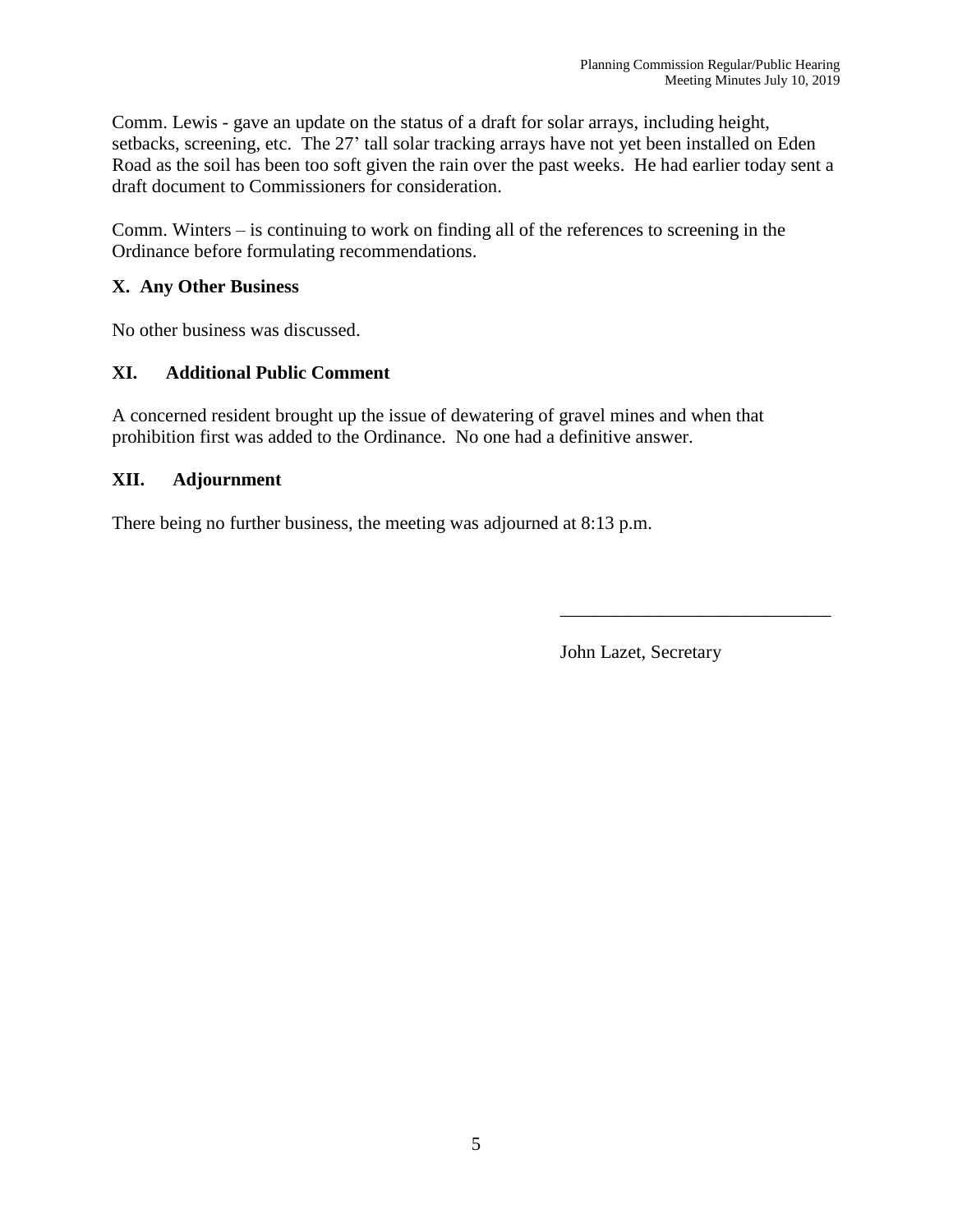Comm. Lewis - gave an update on the status of a draft for solar arrays, including height, setbacks, screening, etc. The 27' tall solar tracking arrays have not yet been installed on Eden Road as the soil has been too soft given the rain over the past weeks. He had earlier today sent a draft document to Commissioners for consideration.

Comm. Winters – is continuing to work on finding all of the references to screening in the Ordinance before formulating recommendations.

## X. Any Other Business

No other business was discussed.

## XI. Additional Public Comment

A concerned resident brought up the issue of dewatering of gravel mines and when that prohibition first was added to the Ordinance. No one had a definitive answer.

## XII. Adjournment

There being no further business, the meeting was adjourned at 8:13 p.m.

\_\_\_\_\_\_\_\_\_\_\_\_\_\_\_\_\_\_\_\_\_\_\_\_\_\_\_\_\_\_

John Lazet, Secretary